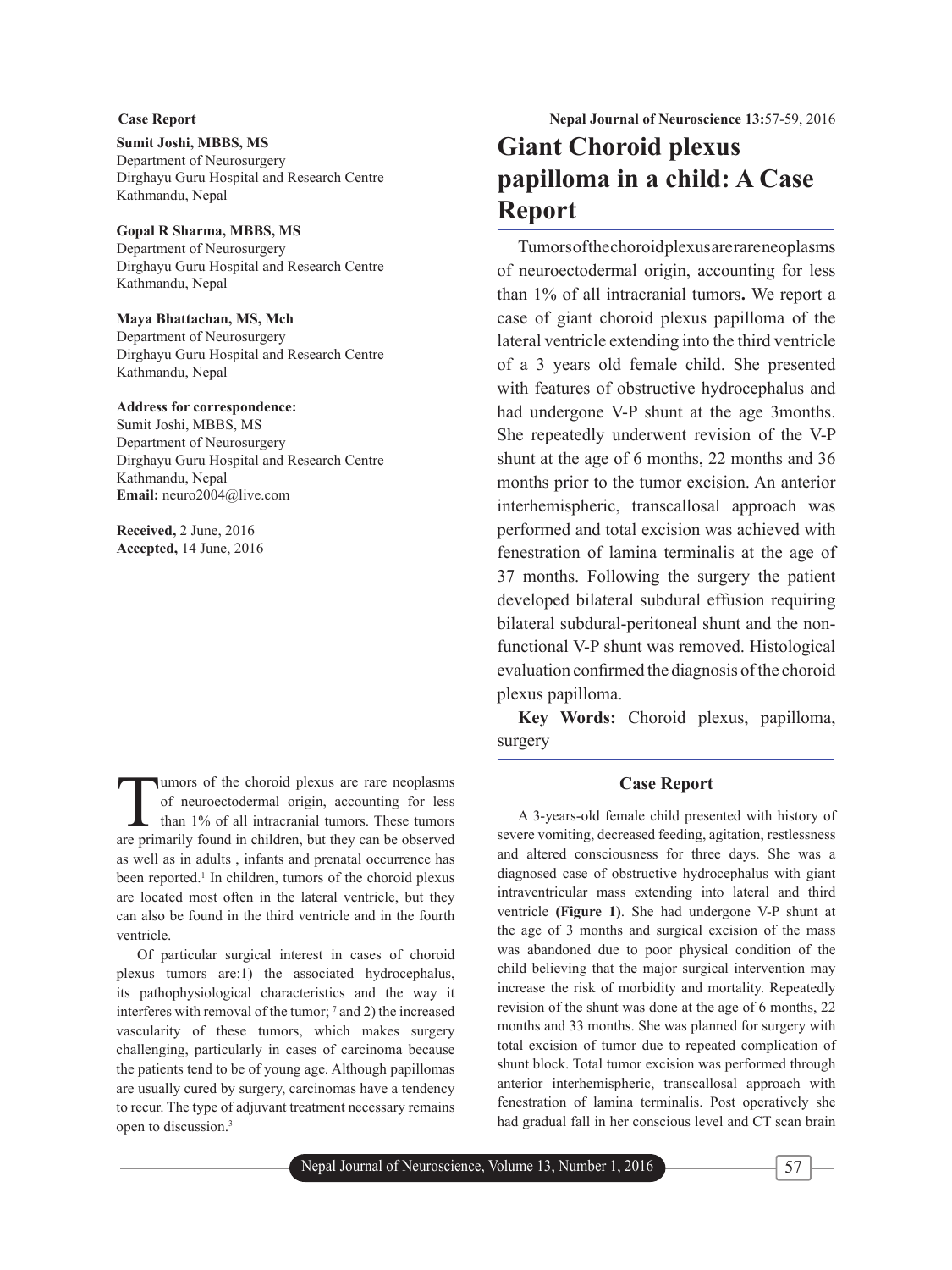Case Report

**Sumit Joshi, MBBS, MS**
Department of Neurosurgery
Dirghayu Guru Hospital and Research Centre
Kathmandu, Nepal

**Gopal R Sharma, MBBS, MS**
Department of Neurosurgery
Dirghayu Guru Hospital and Research Centre
Kathmandu, Nepal

**Maya Bhattachan, MS, Mch**
Department of Neurosurgery
Dirghayu Guru Hospital and Research Centre
Kathmandu, Nepal

**Address for correspondence:**
Sumit Joshi, MBBS, MS
Department of Neurosurgery
Dirghayu Guru Hospital and Research Centre
Kathmandu, Nepal
**Email:** neuro2004@live.com

**Received,** 2 June, 2016
**Accepted,** 14 June, 2016

# Giant Choroid plexus papilloma in a child: A Case Report

Tumors of the choroid plexus are rare neoplasms of neuroectodermal origin, accounting for less than 1% of all intracranial tumors**.** We report a case of giant choroid plexus papilloma of the lateral ventricle extending into the third ventricle of a 3 years old female child. She presented with features of obstructive hydrocephalus and had undergone V-P shunt at the age 3months. She repeatedly underwent revision of the V-P shunt at the age of 6 months, 22 months and 36 months prior to the tumor excision. An anterior interhemispheric, transcallosal approach was performed and total excision was achieved with fenestration of lamina terminalis at the age of 37 months. Following the surgery the patient developed bilateral subdural effusion requiring bilateral subdural-peritoneal shunt and the non-functional V-P shunt was removed. Histological evaluation confirmed the diagnosis of the choroid plexus papilloma.

**Key Words:** Choroid plexus, papilloma, surgery

Tumors of the choroid plexus are rare neoplasms of neuroectodermal origin, accounting for less than 1% of all intracranial tumors. These tumors are primarily found in children, but they can be observed as well as in adults , infants and prenatal occurrence has been reported.[1] In children, tumors of the choroid plexus are located most often in the lateral ventricle, but they can also be found in the third ventricle and in the fourth ventricle.

Of particular surgical interest in cases of choroid plexus tumors are:1) the associated hydrocephalus, its pathophysiological characteristics and the way it interferes with removal of the tumor; [7] and 2) the increased vascularity of these tumors, which makes surgery challenging, particularly in cases of carcinoma because the patients tend to be of young age. Although papillomas are usually cured by surgery, carcinomas have a tendency to recur. The type of adjuvant treatment necessary remains open to discussion.[3]

## Case Report

A 3-years-old female child presented with history of severe vomiting, decreased feeding, agitation, restlessness and altered consciousness for three days. She was a diagnosed case of obstructive hydrocephalus with giant intraventricular mass extending into lateral and third ventricle **(Figure 1)**. She had undergone V-P shunt at the age of 3 months and surgical excision of the mass was abandoned due to poor physical condition of the child believing that the major surgical intervention may increase the risk of morbidity and mortality. Repeatedly revision of the shunt was done at the age of 6 months, 22 months and 33 months. She was planned for surgery with total excision of tumor due to repeated complication of shunt block. Total tumor excision was performed through anterior interhemispheric, transcallosal approach with fenestration of lamina terminalis. Post operatively she had gradual fall in her conscious level and CT scan brain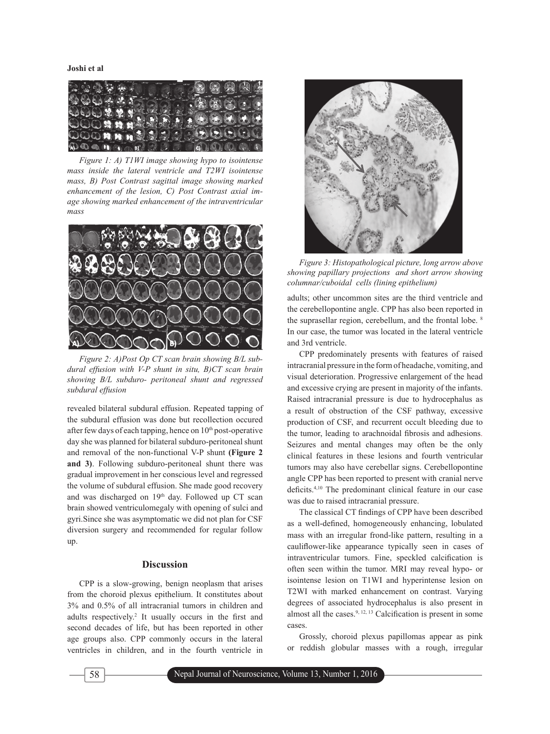*Figure 1: A) T1WI image showing hypo to isointense mass inside the lateral ventricle and T2WI isointense mass, B) Post Contrast sagittal image showing marked enhancement of the lesion, C) Post Contrast axial image showing marked enhancement of the intraventricular mass*

*Figure 2: A)Post Op CT scan brain showing B/L subdural effusion with V-P shunt in situ, B)CT scan brain showing B/L subduro- peritoneal shunt and regressed subdural effusion*

revealed bilateral subdural effusion. Repeated tapping of the subdural effusion was done but recollection occured after few days of each tapping, hence on 10th post-operative day she was planned for bilateral subduro-peritoneal shunt and removal of the non-functional V-P shunt **(Figure 2 and 3)**. Following subduro-peritoneal shunt there was gradual improvement in her conscious level and regressed the volume of subdural effusion. She made good recovery and was discharged on 19th day. Followed up CT scan brain showed ventriculomegaly with opening of sulci and gyri.Since she was asymptomatic we did not plan for CSF diversion surgery and recommended for regular follow up.

## Discussion

CPP is a slow-growing, benign neoplasm that arises from the choroid plexus epithelium. It constitutes about 3% and 0.5% of all intracranial tumors in children and adults respectively.[2] It usually occurs in the first and second decades of life, but has been reported in other age groups also. CPP commonly occurs in the lateral ventricles in children, and in the fourth ventricle in adults; other uncommon sites are the third ventricle and the cerebellopontine angle. CPP has also been reported in the suprasellar region, cerebellum, and the frontal lobe. [8] In our case, the tumor was located in the lateral ventricle and 3rd ventricle.

*Figure 3: Histopathological picture, long arrow above showing papillary projections and short arrow showing columnar/cuboidal cells (lining epithelium)*

CPP predominately presents with features of raised intracranial pressure in the form of headache, vomiting, and visual deterioration. Progressive enlargement of the head and excessive crying are present in majority of the infants. Raised intracranial pressure is due to hydrocephalus as a result of obstruction of the CSF pathway, excessive production of CSF, and recurrent occult bleeding due to the tumor, leading to arachnoidal fibrosis and adhesions. Seizures and mental changes may often be the only clinical features in these lesions and fourth ventricular tumors may also have cerebellar signs. Cerebellopontine angle CPP has been reported to present with cranial nerve deficits.[4,10] The predominant clinical feature in our case was due to raised intracranial pressure.

The classical CT findings of CPP have been described as a well-defined, homogeneously enhancing, lobulated mass with an irregular frond-like pattern, resulting in a cauliflower-like appearance typically seen in cases of intraventricular tumors. Fine, speckled calcification is often seen within the tumor. MRI may reveal hypo- or isointense lesion on T1WI and hyperintense lesion on T2WI with marked enhancement on contrast. Varying degrees of associated hydrocephalus is also present in almost all the cases.[9, 12, 13] Calcification is present in some cases.

Grossly, choroid plexus papillomas appear as pink or reddish globular masses with a rough, irregular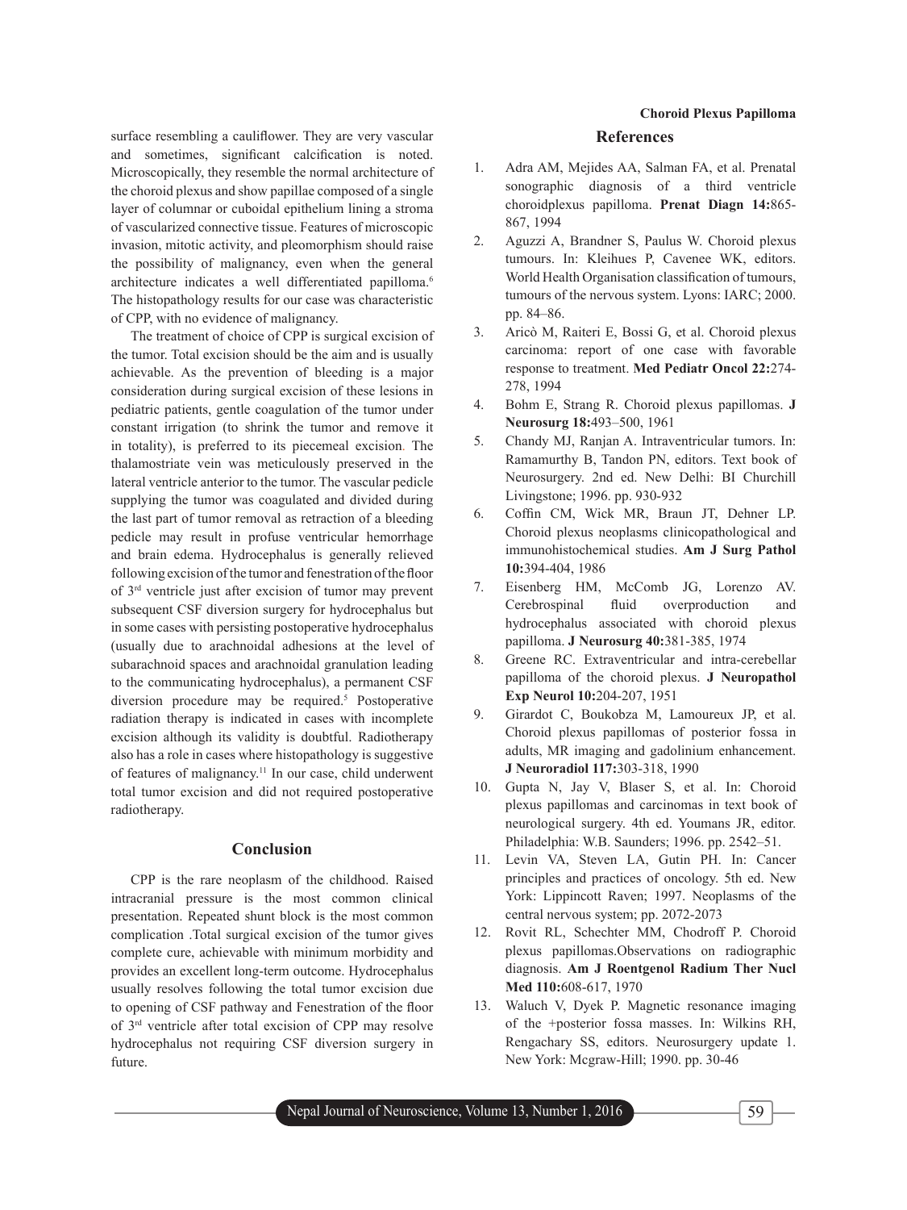surface resembling a cauliflower. They are very vascular and sometimes, significant calcification is noted. Microscopically, they resemble the normal architecture of the choroid plexus and show papillae composed of a single layer of columnar or cuboidal epithelium lining a stroma of vascularized connective tissue. Features of microscopic invasion, mitotic activity, and pleomorphism should raise the possibility of malignancy, even when the general architecture indicates a well differentiated papilloma.[6] The histopathology results for our case was characteristic of CPP, with no evidence of malignancy.

The treatment of choice of CPP is surgical excision of the tumor. Total excision should be the aim and is usually achievable. As the prevention of bleeding is a major consideration during surgical excision of these lesions in pediatric patients, gentle coagulation of the tumor under constant irrigation (to shrink the tumor and remove it in totality), is preferred to its piecemeal excision. The thalamostriate vein was meticulously preserved in the lateral ventricle anterior to the tumor. The vascular pedicle supplying the tumor was coagulated and divided during the last part of tumor removal as retraction of a bleeding pedicle may result in profuse ventricular hemorrhage and brain edema. Hydrocephalus is generally relieved following excision of the tumor and fenestration of the floor of 3[rd] ventricle just after excision of tumor may prevent subsequent CSF diversion surgery for hydrocephalus but in some cases with persisting postoperative hydrocephalus (usually due to arachnoidal adhesions at the level of subarachnoid spaces and arachnoidal granulation leading to the communicating hydrocephalus), a permanent CSF diversion procedure may be required.[5] Postoperative radiation therapy is indicated in cases with incomplete excision although its validity is doubtful. Radiotherapy also has a role in cases where histopathology is suggestive of features of malignancy.[11] In our case, child underwent total tumor excision and did not required postoperative radiotherapy.

## Conclusion

CPP is the rare neoplasm of the childhood. Raised intracranial pressure is the most common clinical presentation. Repeated shunt block is the most common complication .Total surgical excision of the tumor gives complete cure, achievable with minimum morbidity and provides an excellent long-term outcome. Hydrocephalus usually resolves following the total tumor excision due to opening of CSF pathway and Fenestration of the floor of 3[rd] ventricle after total excision of CPP may resolve hydrocephalus not requiring CSF diversion surgery in future.

## References

1. Adra AM, Mejides AA, Salman FA, et al. Prenatal sonographic diagnosis of a third ventricle choroidplexus papilloma. **Prenat Diagn 14:**865-867, 1994
2. Aguzzi A, Brandner S, Paulus W. Choroid plexus tumours. In: Kleihues P, Cavenee WK, editors. World Health Organisation classification of tumours, tumours of the nervous system. Lyons: IARC; 2000. pp. 84–86.
3. Aricò M, Raiteri E, Bossi G, et al. Choroid plexus carcinoma: report of one case with favorable response to treatment. **Med Pediatr Oncol 22:**274-278, 1994
4. Bohm E, Strang R. Choroid plexus papillomas. **J Neurosurg 18:**493–500, 1961
5. Chandy MJ, Ranjan A. Intraventricular tumors. In: Ramamurthy B, Tandon PN, editors. Text book of Neurosurgery. 2nd ed. New Delhi: BI Churchill Livingstone; 1996. pp. 930-932
6. Coffin CM, Wick MR, Braun JT, Dehner LP. Choroid plexus neoplasms clinicopathological and immunohistochemical studies. **Am J Surg Pathol 10:**394-404, 1986
7. Eisenberg HM, McComb JG, Lorenzo AV. Cerebrospinal fluid overproduction and hydrocephalus associated with choroid plexus papilloma. **J Neurosurg 40:**381-385, 1974
8. Greene RC. Extraventricular and intra-cerebellar papilloma of the choroid plexus. **J Neuropathol Exp Neurol 10:**204-207, 1951
9. Girardot C, Boukobza M, Lamoureux JP, et al. Choroid plexus papillomas of posterior fossa in adults, MR imaging and gadolinium enhancement. **J Neuroradiol 117:**303-318, 1990
10. Gupta N, Jay V, Blaser S, et al. In: Choroid plexus papillomas and carcinomas in text book of neurological surgery. 4th ed. Youmans JR, editor. Philadelphia: W.B. Saunders; 1996. pp. 2542–51.
11. Levin VA, Steven LA, Gutin PH. In: Cancer principles and practices of oncology. 5th ed. New York: Lippincott Raven; 1997. Neoplasms of the central nervous system; pp. 2072-2073
12. Rovit RL, Schechter MM, Chodroff P. Choroid plexus papillomas.Observations on radiographic diagnosis. **Am J Roentgenol Radium Ther Nucl Med 110:**608-617, 1970
13. Waluch V, Dyek P. Magnetic resonance imaging of the +posterior fossa masses. In: Wilkins RH, Rengachary SS, editors. Neurosurgery update 1. New York: Mcgraw-Hill; 1990. pp. 30-46